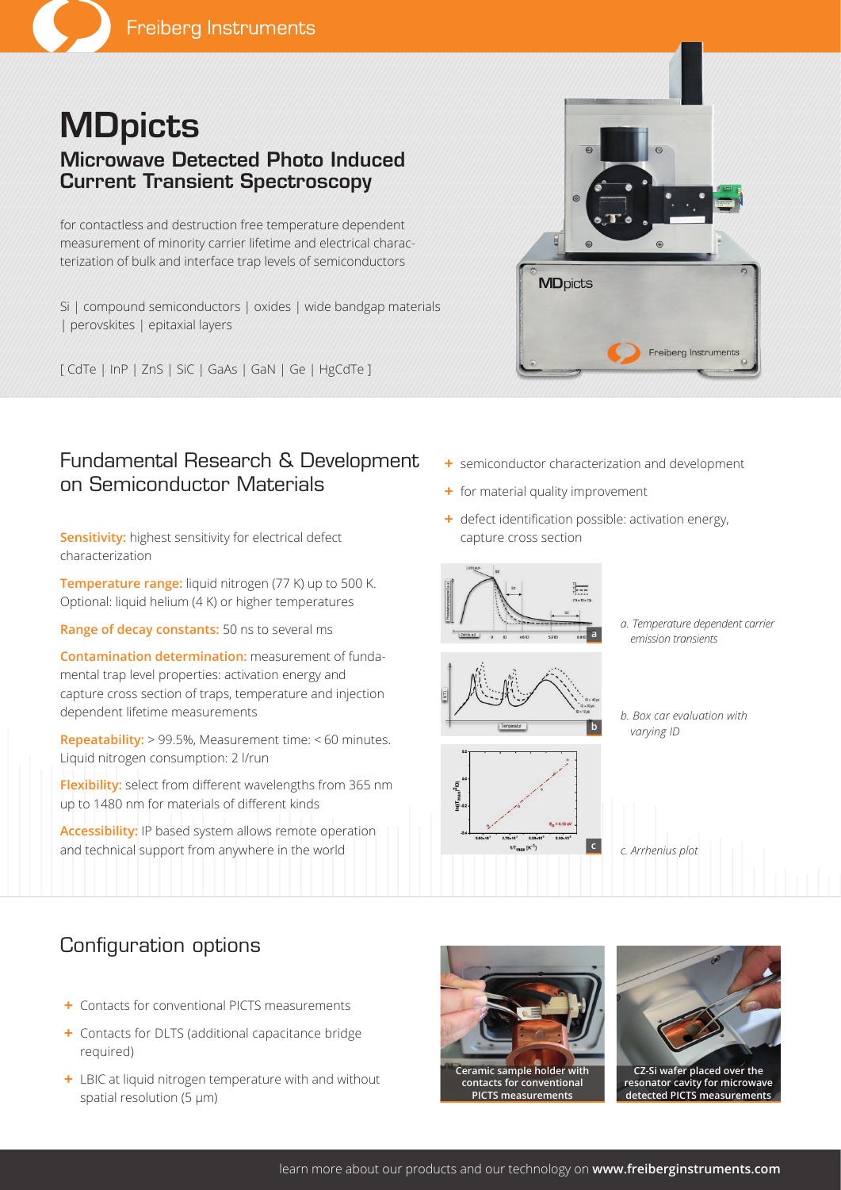# MDpicts

## Microwave Detected Photo Induced Current Transient Spectroscopy

for contactless and destruction free temperature dependent measurement of minority carrier lifetime and electrical characterization of bulk and interface trap levels of semiconductors

Si | compound semiconductors | oxides | wide bandgap materials | perovskites | epitaxial layers

[ CdTe | InP | ZnS | SiC | GaAs | GaN | Ge | HgCdTe ]

## Fundamental Research & Development on Semiconductor Materials

**Sensitivity:** highest sensitivity for electrical defect characterization

**Temperature range:** liquid nitrogen (77 K) up to 500 K. Optional: liquid helium (4 K) or higher temperatures

**Range of decay constants:** 50 ns to several ms

**Contamination determination:** measurement of fundamental trap level properties: activation energy and capture cross section of traps, temperature and injection dependent lifetime measurements

**Repeatability:** > 99.5%, Measurement time: < 60 minutes. Liquid nitrogen consumption: 2 l/run

**Flexibility:** select from different wavelengths from 365 nm up to 1480 nm for materials of different kinds

**Accessibility:** IP based system allows remote operation and technical support from anywhere in the world

- semiconductor characterization and development
- for material quality improvement
- defect identification possible: activation energy, capture cross section

*a. Temperature dependent carrier emission transients*

*b. Box car evaluation with varying ID*

*c. Arrhenius plot*

## Configuration options

- Contacts for conventional PICTS measurements
- Contacts for DLTS (additional capacitance bridge required)
- LBIC at liquid nitrogen temperature with and without spatial resolution (5 µm)

**Ceramic sample holder with contacts for conventional PICTS measurements**

**CZ-Si wafer placed over the resonator cavity for microwave detected PICTS measurements**

learn more about our products and our technology on **www.freiberginstruments.com**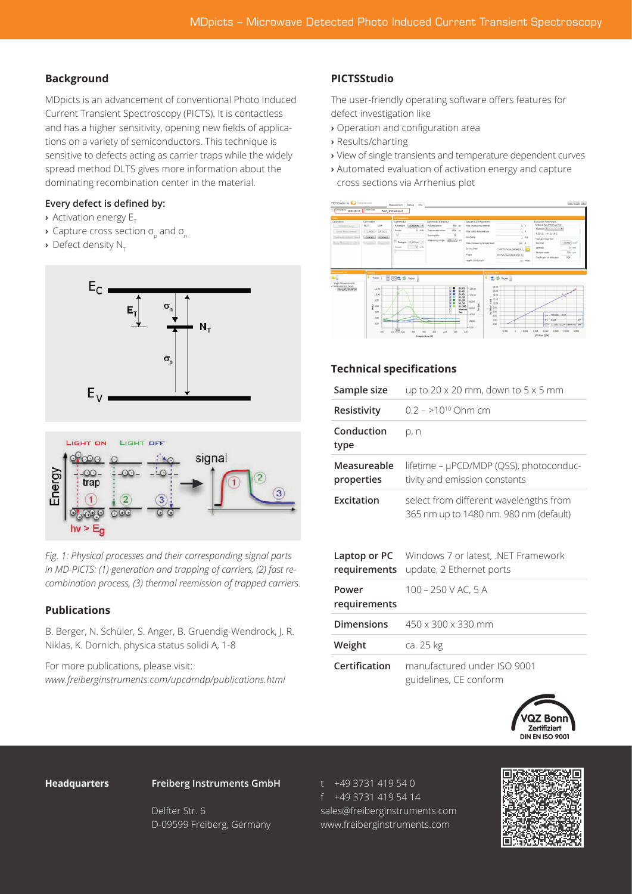## Background

MDpicts is an advancement of conventional Photo Induced Current Transient Spectroscopy (PICTS). It is contactless and has a higher sensitivity, opening new fields of applications on a variety of semiconductors. This technique is sensitive to defects acting as carrier traps while the widely spread method DLTS gives more information about the dominating recombination center in the material.

### Every defect is defined by:

- Activation energy $E_T$
- Capture cross section $\sigma_p$ and $\sigma_n$
- Defect density $N_T$

*Fig. 1: Physical processes and their corresponding signal parts in MD-PICTS: (1) generation and trapping of carriers, (2) fast recombination process, (3) thermal reemission of trapped carriers.*

## Publications

B. Berger, N. Schüler, S. Anger, B. Gruendig-Wendrock, J. R. Niklas, K. Dornich, physica status solidi A, 1-8

For more publications, please visit:
*www.freiberginstruments.com/upcdmdp/publications.html*

## PICTSStudio

The user-friendly operating software offers features for defect investigation like

- Operation and configuration area
- Results/charting
- View of single transients and temperature dependent curves
- Automated evaluation of activation energy and capture cross sections via Arrhenius plot

## Technical specifications

| | |
|---|---|
| **Sample size** | up to 20 x 20 mm, down to 5 x 5 mm |
| **Resistivity** | 0.2 – >$10^{10}$ Ohm cm |
| **Conduction type** | p, n |
| **Measureable properties** | lifetime – μPCD/MDP (QSS), photoconductivity and emission constants |
| **Excitation** | select from different wavelengths from 365 nm up to 1480 nm. 980 nm (default) |
| **Laptop or PC requirements** | Windows 7 or latest, .NET Framework update, 2 Ethernet ports |
| **Power requirements** | 100 – 250 V AC, 5 A |
| **Dimensions** | 450 x 300 x 330 mm |
| **Weight** | ca. 25 kg |
| **Certification** | manufactured under ISO 9001 guidelines, CE conform |

**Headquarters**

**Freiberg Instruments GmbH**

Delfter Str. 6
D-09599 Freiberg, Germany

t +49 3731 419 54 0
f +49 3731 419 54 14
sales@freiberginstruments.com
www.freiberginstruments.com